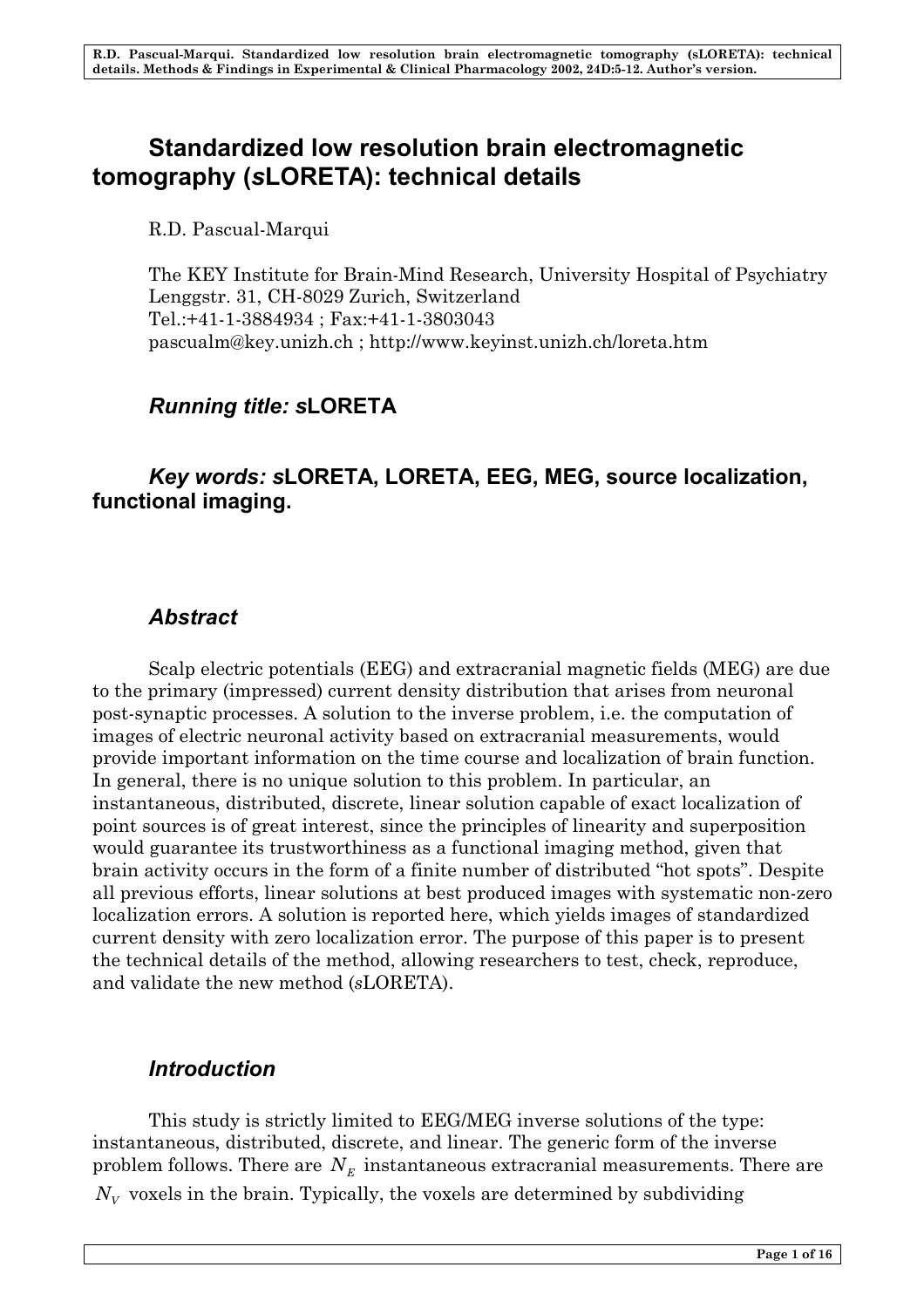# Standardized low resolution brain electromagnetic tomography (*s*LORETA): technical details

R.D. Pascual-Marqui

The KEY Institute for Brain-Mind Research, University Hospital of Psychiatry
Lenggstr. 31, CH-8029 Zurich, Switzerland
Tel.:+41-1-3884934 ; Fax:+41-1-3803043
pascualm@key.unizh.ch ; http://www.keyinst.unizh.ch/loreta.htm

## *Running title: s*LORETA

## *Key words: s*LORETA, LORETA, EEG, MEG, source localization, functional imaging.

## *Abstract*

Scalp electric potentials (EEG) and extracranial magnetic fields (MEG) are due to the primary (impressed) current density distribution that arises from neuronal post-synaptic processes. A solution to the inverse problem, i.e. the computation of images of electric neuronal activity based on extracranial measurements, would provide important information on the time course and localization of brain function. In general, there is no unique solution to this problem. In particular, an instantaneous, distributed, discrete, linear solution capable of exact localization of point sources is of great interest, since the principles of linearity and superposition would guarantee its trustworthiness as a functional imaging method, given that brain activity occurs in the form of a finite number of distributed "hot spots". Despite all previous efforts, linear solutions at best produced images with systematic non-zero localization errors. A solution is reported here, which yields images of standardized current density with zero localization error. The purpose of this paper is to present the technical details of the method, allowing researchers to test, check, reproduce, and validate the new method (*s*LORETA).

## *Introduction*

This study is strictly limited to EEG/MEG inverse solutions of the type: instantaneous, distributed, discrete, and linear. The generic form of the inverse problem follows. There are $N_E$ instantaneous extracranial measurements. There are $N_V$ voxels in the brain. Typically, the voxels are determined by subdividing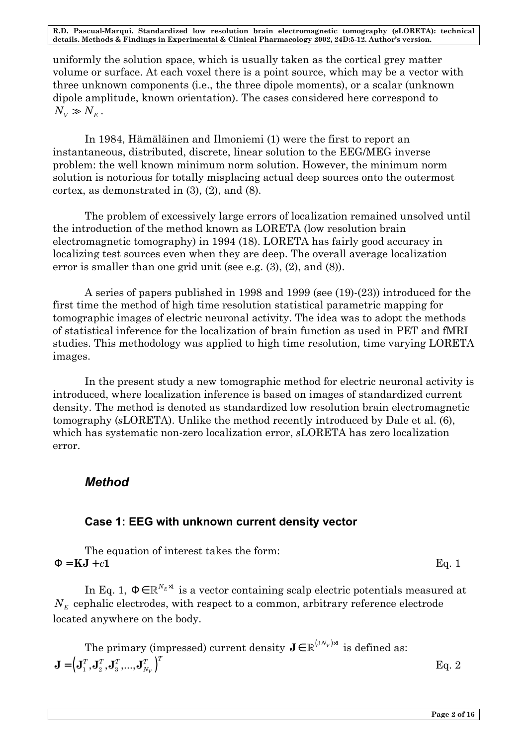uniformly the solution space, which is usually taken as the cortical grey matter volume or surface. At each voxel there is a point source, which may be a vector with three unknown components (i.e., the three dipole moments), or a scalar (unknown dipole amplitude, known orientation). The cases considered here correspond to $N_V \gg N_E$.

In 1984, Hämäläinen and Ilmoniemi (1) were the first to report an instantaneous, distributed, discrete, linear solution to the EEG/MEG inverse problem: the well known minimum norm solution. However, the minimum norm solution is notorious for totally misplacing actual deep sources onto the outermost cortex, as demonstrated in (3), (2), and (8).

The problem of excessively large errors of localization remained unsolved until the introduction of the method known as LORETA (low resolution brain electromagnetic tomography) in 1994 (18). LORETA has fairly good accuracy in localizing test sources even when they are deep. The overall average localization error is smaller than one grid unit (see e.g. (3), (2), and (8)).

A series of papers published in 1998 and 1999 (see (19)-(23)) introduced for the first time the method of high time resolution statistical parametric mapping for tomographic images of electric neuronal activity. The idea was to adopt the methods of statistical inference for the localization of brain function as used in PET and fMRI studies. This methodology was applied to high time resolution, time varying LORETA images.

In the present study a new tomographic method for electric neuronal activity is introduced, where localization inference is based on images of standardized current density. The method is denoted as standardized low resolution brain electromagnetic tomography (*s*LORETA). Unlike the method recently introduced by Dale et al. (6), which has systematic non-zero localization error, *s*LORETA has zero localization error.

## *Method*

### Case 1: EEG with unknown current density vector

The equation of interest takes the form:

$$\Phi = \mathbf{KJ} + c\mathbf{1} \qquad \text{Eq. 1}$$

In Eq. 1, $\Phi \in \mathbb{R}^{N_E \times 1}$ is a vector containing scalp electric potentials measured at $N_E$ cephalic electrodes, with respect to a common, arbitrary reference electrode located anywhere on the body.

The primary (impressed) current density $\mathbf{J} \in \mathbb{R}^{(3N_V) \times 1}$ is defined as:

$$\mathbf{J} = \left(\mathbf{J}_1^T, \mathbf{J}_2^T, \mathbf{J}_3^T, ..., \mathbf{J}_{N_V}^T\right)^T \qquad \text{Eq. 2}$$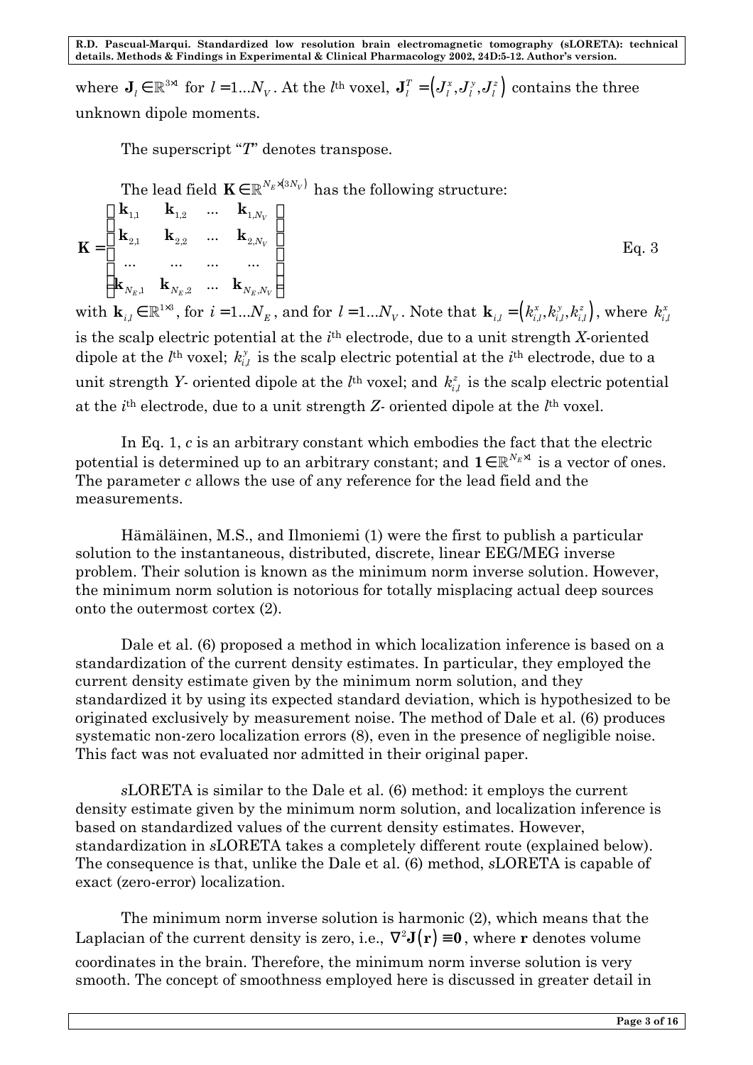where $\mathbf{J}_l \in \mathbb{R}^{3\times 1}$ for $l = 1...N_V$. At the $l$th voxel, $\mathbf{J}_l^T = \left(J_l^x, J_l^y, J_l^z\right)$ contains the three unknown dipole moments.

The superscript "*T*" denotes transpose.

The lead field $\mathbf{K} \in \mathbb{R}^{N_E \times (3N_V)}$ has the following structure:

$$\mathbf{K} = \begin{bmatrix} \mathbf{k}_{1,1} & \mathbf{k}_{1,2} & \cdots & \mathbf{k}_{1,N_V} \\ \mathbf{k}_{2,1} & \mathbf{k}_{2,2} & \cdots & \mathbf{k}_{2,N_V} \\ \cdots & \cdots & \cdots & \cdots \\ \mathbf{k}_{N_E,1} & \mathbf{k}_{N_E,2} & \cdots & \mathbf{k}_{N_E,N_V} \end{bmatrix} \qquad \text{Eq. 3}$$

with $\mathbf{k}_{i,l} \in \mathbb{R}^{1\times 3}$, for $i = 1...N_E$, and for $l = 1...N_V$. Note that $\mathbf{k}_{i,l} = \left(k_{i,l}^x, k_{i,l}^y, k_{i,l}^z\right)$, where $k_{i,l}^x$ is the scalp electric potential at the $i$th electrode, due to a unit strength *X*-oriented dipole at the $l$th voxel; $k_{i,l}^y$ is the scalp electric potential at the $i$th electrode, due to a unit strength *Y*- oriented dipole at the $l$th voxel; and $k_{i,l}^z$ is the scalp electric potential at the $i$th electrode, due to a unit strength *Z*- oriented dipole at the $l$th voxel.

In Eq. 1, $c$ is an arbitrary constant which embodies the fact that the electric potential is determined up to an arbitrary constant; and $\mathbf{1} \in \mathbb{R}^{N_E \times 1}$ is a vector of ones. The parameter $c$ allows the use of any reference for the lead field and the measurements.

Hämäläinen, M.S., and Ilmoniemi (1) were the first to publish a particular solution to the instantaneous, distributed, discrete, linear EEG/MEG inverse problem. Their solution is known as the minimum norm inverse solution. However, the minimum norm solution is notorious for totally misplacing actual deep sources onto the outermost cortex (2).

Dale et al. (6) proposed a method in which localization inference is based on a standardization of the current density estimates. In particular, they employed the current density estimate given by the minimum norm solution, and they standardized it by using its expected standard deviation, which is hypothesized to be originated exclusively by measurement noise. The method of Dale et al. (6) produces systematic non-zero localization errors (8), even in the presence of negligible noise. This fact was not evaluated nor admitted in their original paper.

*s*LORETA is similar to the Dale et al. (6) method: it employs the current density estimate given by the minimum norm solution, and localization inference is based on standardized values of the current density estimates. However, standardization in *s*LORETA takes a completely different route (explained below). The consequence is that, unlike the Dale et al. (6) method, *s*LORETA is capable of exact (zero-error) localization.

The minimum norm inverse solution is harmonic (2), which means that the Laplacian of the current density is zero, i.e., $\nabla^2 \mathbf{J}(\mathbf{r}) \equiv \mathbf{0}$, where $\mathbf{r}$ denotes volume coordinates in the brain. Therefore, the minimum norm inverse solution is very smooth. The concept of smoothness employed here is discussed in greater detail in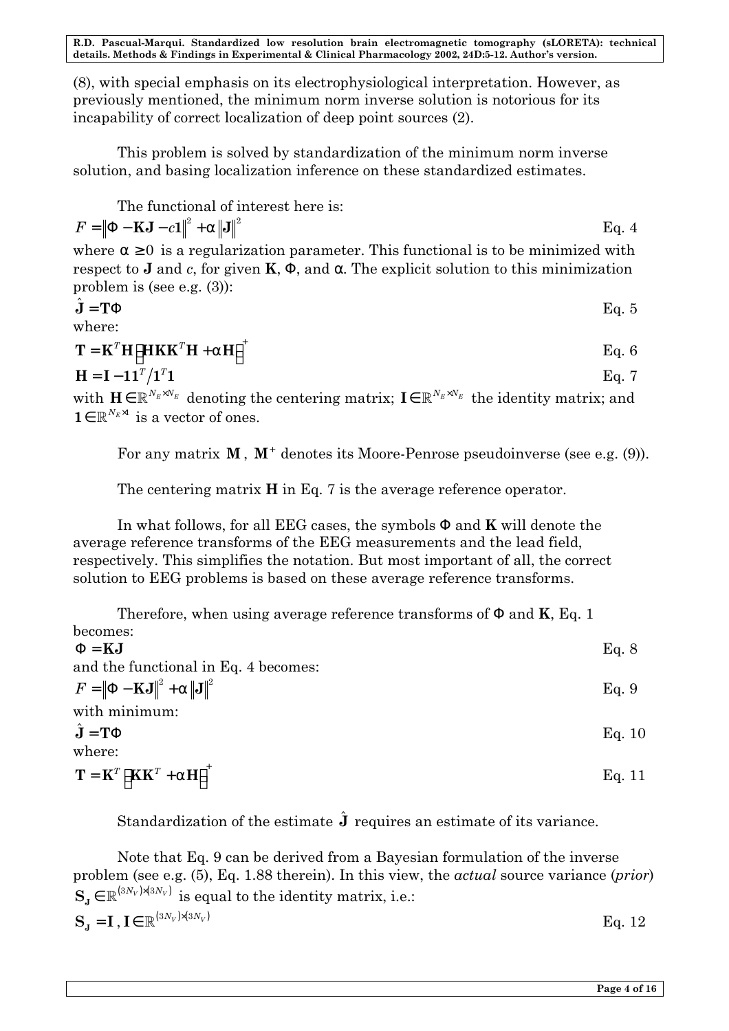(8), with special emphasis on its electrophysiological interpretation. However, as previously mentioned, the minimum norm inverse solution is notorious for its incapability of correct localization of deep point sources (2).

This problem is solved by standardization of the minimum norm inverse solution, and basing localization inference on these standardized estimates.

The functional of interest here is:

$$F = \left\| \Phi - \mathbf{KJ} - c\mathbf{1} \right\|^2 + \alpha \left\| \mathbf{J} \right\|^2 \quad \text{Eq. 4}$$

where $\alpha \geq 0$ is a regularization parameter. This functional is to be minimized with respect to $\mathbf{J}$ and $c$, for given $\mathbf{K}$, $\Phi$, and $\alpha$. The explicit solution to this minimization problem is (see e.g. (3)):

$$\hat{\mathbf{J}} = \mathbf{T}\Phi \quad \text{Eq. 5}$$

where:

$$\mathbf{T} = \mathbf{K}^T \mathbf{H} \left[ \mathbf{HKK}^T \mathbf{H} + \alpha \mathbf{H} \right]^+ \quad \text{Eq. 6}$$

$$\mathbf{H} = \mathbf{I} - \mathbf{11}^T / \mathbf{1}^T \mathbf{1} \quad \text{Eq. 7}$$

with $\mathbf{H} \in \mathbb{R}^{N_E \times N_E}$ denoting the centering matrix; $\mathbf{I} \in \mathbb{R}^{N_E \times N_E}$ the identity matrix; and $\mathbf{1} \in \mathbb{R}^{N_E \times 1}$ is a vector of ones.

For any matrix $\mathbf{M}$, $\mathbf{M}^+$ denotes its Moore-Penrose pseudoinverse (see e.g. (9)).

The centering matrix $\mathbf{H}$ in Eq. 7 is the average reference operator.

In what follows, for all EEG cases, the symbols $\Phi$ and $\mathbf{K}$ will denote the average reference transforms of the EEG measurements and the lead field, respectively. This simplifies the notation. But most important of all, the correct solution to EEG problems is based on these average reference transforms.

Therefore, when using average reference transforms of $\Phi$ and $\mathbf{K}$, Eq. 1 becomes:

$$\Phi = \mathbf{KJ} \quad \text{Eq. 8}$$

and the functional in Eq. 4 becomes:

$$F = \left\| \Phi - \mathbf{KJ} \right\|^2 + \alpha \left\| \mathbf{J} \right\|^2 \quad \text{Eq. 9}$$

with minimum:

$$\hat{\mathbf{J}} = \mathbf{T}\Phi \quad \text{Eq. 10}$$

where:

$$\mathbf{T} = \mathbf{K}^T \left[ \mathbf{KK}^T + \alpha \mathbf{H} \right]^+ \quad \text{Eq. 11}$$

Standardization of the estimate $\hat{\mathbf{J}}$ requires an estimate of its variance.

Note that Eq. 9 can be derived from a Bayesian formulation of the inverse problem (see e.g. (5), Eq. 1.88 therein). In this view, the *actual* source variance (*prior*) $\mathbf{S_J} \in \mathbb{R}^{(3N_V) \times (3N_V)}$ is equal to the identity matrix, i.e.:

$$\mathbf{S_J} = \mathbf{I}, \mathbf{I} \in \mathbb{R}^{(3N_V) \times (3N_V)} \quad \text{Eq. 12}$$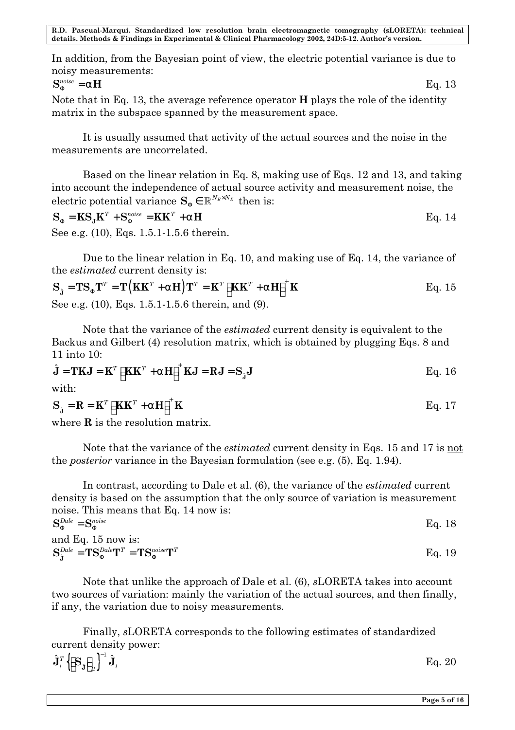In addition, from the Bayesian point of view, the electric potential variance is due to noisy measurements:

$$\mathbf{S}_{\Phi}^{noise} = \alpha \mathbf{H} \quad \text{Eq. 13}$$

Note that in Eq. 13, the average reference operator $\mathbf{H}$ plays the role of the identity matrix in the subspace spanned by the measurement space.

It is usually assumed that activity of the actual sources and the noise in the measurements are uncorrelated.

Based on the linear relation in Eq. 8, making use of Eqs. 12 and 13, and taking into account the independence of actual source activity and measurement noise, the electric potential variance $\mathbf{S}_{\Phi} \in \mathbb{R}^{N_E \times N_E}$ then is:

$$\mathbf{S}_{\Phi} = \mathbf{K}\mathbf{S}_{\mathbf{J}}\mathbf{K}^T + \mathbf{S}_{\Phi}^{noise} = \mathbf{K}\mathbf{K}^T + \alpha \mathbf{H} \quad \text{Eq. 14}$$

See e.g. (10), Eqs. 1.5.1-1.5.6 therein.

Due to the linear relation in Eq. 10, and making use of Eq. 14, the variance of the *estimated* current density is:

$$\mathbf{S}_{\hat{\mathbf{J}}} = \mathbf{T}\mathbf{S}_{\Phi}\mathbf{T}^T = \mathbf{T}\left(\mathbf{K}\mathbf{K}^T + \alpha \mathbf{H}\right)\mathbf{T}^T = \mathbf{K}^T\left[\mathbf{K}\mathbf{K}^T + \alpha \mathbf{H}\right]^{+}\mathbf{K} \quad \text{Eq. 15}$$

See e.g. (10), Eqs. 1.5.1-1.5.6 therein, and (9).

Note that the variance of the *estimated* current density is equivalent to the Backus and Gilbert (4) resolution matrix, which is obtained by plugging Eqs. 8 and 11 into 10:

$$\hat{\mathbf{J}} = \mathbf{T}\mathbf{K}\mathbf{J} = \mathbf{K}^T\left[\mathbf{K}\mathbf{K}^T + \alpha \mathbf{H}\right]^{+}\mathbf{K}\mathbf{J} = \mathbf{R}\mathbf{J} = \mathbf{S}_{\hat{\mathbf{J}}}\mathbf{J} \quad \text{Eq. 16}$$

with:

$$\mathbf{S}_{\hat{\mathbf{J}}} = \mathbf{R} = \mathbf{K}^T\left[\mathbf{K}\mathbf{K}^T + \alpha \mathbf{H}\right]^{+}\mathbf{K} \quad \text{Eq. 17}$$

where $\mathbf{R}$ is the resolution matrix.

Note that the variance of the *estimated* current density in Eqs. 15 and 17 is not the *posterior* variance in the Bayesian formulation (see e.g. (5), Eq. 1.94).

In contrast, according to Dale et al. (6), the variance of the *estimated* current density is based on the assumption that the only source of variation is measurement noise. This means that Eq. 14 now is:

$$\mathbf{S}_{\Phi}^{Dale} = \mathbf{S}_{\Phi}^{noise} \quad \text{Eq. 18}$$

and Eq. 15 now is:

$$\mathbf{S}_{\hat{\mathbf{J}}}^{Dale} = \mathbf{T}\mathbf{S}_{\Phi}^{Dale}\mathbf{T}^T = \mathbf{T}\mathbf{S}_{\Phi}^{noise}\mathbf{T}^T \quad \text{Eq. 19}$$

Note that unlike the approach of Dale et al. (6), *s*LORETA takes into account two sources of variation: mainly the variation of the actual sources, and then finally, if any, the variation due to noisy measurements.

Finally, *s*LORETA corresponds to the following estimates of standardized current density power:

$$\hat{\mathbf{J}}_l^T \left\{\left[\mathbf{S}_{\hat{\mathbf{J}}}\right]_{ll}\right\}^{-1} \hat{\mathbf{J}}_l \quad \text{Eq. 20}$$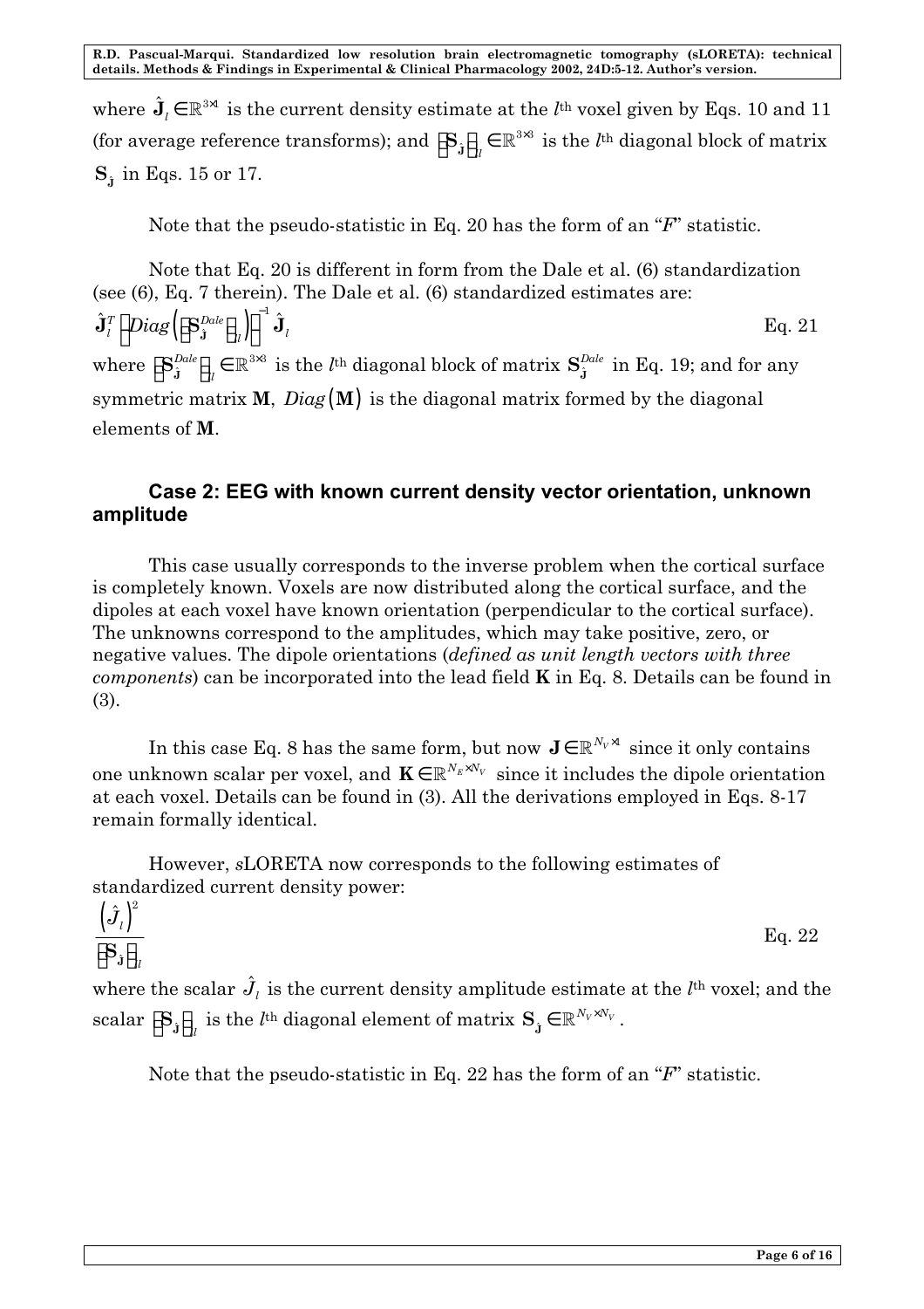where $\hat{\mathbf{J}}_l \in \mathbb{R}^{3\times 1}$ is the current density estimate at the $l^{\text{th}}$ voxel given by Eqs. 10 and 11 (for average reference transforms); and $\left[\mathbf{S}_{\hat{\mathbf{J}}}\right]_l \in \mathbb{R}^{3\times 3}$ is the $l^{\text{th}}$ diagonal block of matrix $\mathbf{S}_{\hat{\mathbf{J}}}$ in Eqs. 15 or 17.

Note that the pseudo-statistic in Eq. 20 has the form of an "*F*" statistic.

Note that Eq. 20 is different in form from the Dale et al. (6) standardization (see (6), Eq. 7 therein). The Dale et al. (6) standardized estimates are:

$$\hat{\mathbf{J}}_l^T \left[ Diag\left( \left[\mathbf{S}_{\hat{\mathbf{J}}}^{Dale}\right]_l \right) \right]^{-1} \hat{\mathbf{J}}_l \qquad \text{Eq. 21}$$

where $\left[\mathbf{S}_{\hat{\mathbf{J}}}^{Dale}\right]_l \in \mathbb{R}^{3\times 3}$ is the $l^{\text{th}}$ diagonal block of matrix $\mathbf{S}_{\hat{\mathbf{J}}}^{Dale}$ in Eq. 19; and for any symmetric matrix **M**, $Diag(\mathbf{M})$ is the diagonal matrix formed by the diagonal elements of **M**.

## Case 2: EEG with known current density vector orientation, unknown amplitude

This case usually corresponds to the inverse problem when the cortical surface is completely known. Voxels are now distributed along the cortical surface, and the dipoles at each voxel have known orientation (perpendicular to the cortical surface). The unknowns correspond to the amplitudes, which may take positive, zero, or negative values. The dipole orientations (*defined as unit length vectors with three components*) can be incorporated into the lead field **K** in Eq. 8. Details can be found in (3).

In this case Eq. 8 has the same form, but now $\mathbf{J} \in \mathbb{R}^{N_V \times 1}$ since it only contains one unknown scalar per voxel, and $\mathbf{K} \in \mathbb{R}^{N_E \times N_V}$ since it includes the dipole orientation at each voxel. Details can be found in (3). All the derivations employed in Eqs. 8-17 remain formally identical.

However, *s*LORETA now corresponds to the following estimates of standardized current density power:

$$\frac{\left(\hat{J}_l\right)^2}{\left[\mathbf{S}_{\hat{\mathbf{J}}}\right]_l} \qquad \text{Eq. 22}$$

where the scalar $\hat{J}_l$ is the current density amplitude estimate at the $l^{\text{th}}$ voxel; and the scalar $\left[\mathbf{S}_{\hat{\mathbf{J}}}\right]_l$ is the $l^{\text{th}}$ diagonal element of matrix $\mathbf{S}_{\hat{\mathbf{J}}} \in \mathbb{R}^{N_V \times N_V}$.

Note that the pseudo-statistic in Eq. 22 has the form of an "*F*" statistic.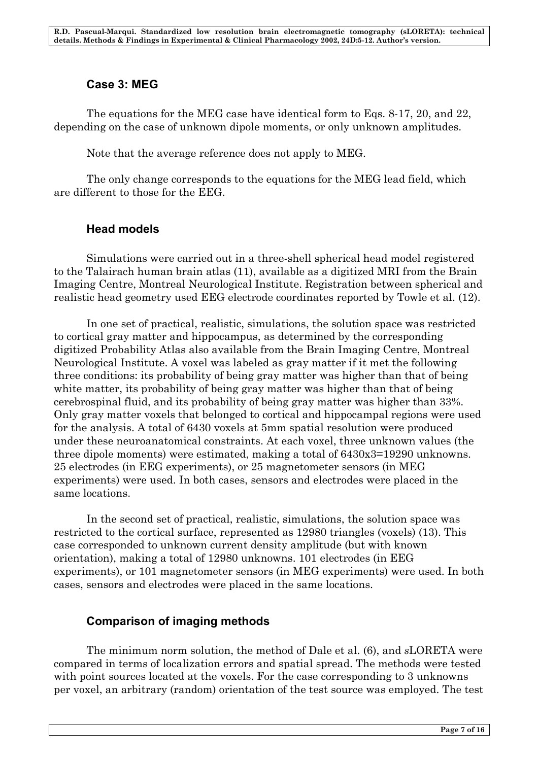## Case 3: MEG

The equations for the MEG case have identical form to Eqs. 8-17, 20, and 22, depending on the case of unknown dipole moments, or only unknown amplitudes.

Note that the average reference does not apply to MEG.

The only change corresponds to the equations for the MEG lead field, which are different to those for the EEG.

## Head models

Simulations were carried out in a three-shell spherical head model registered to the Talairach human brain atlas (11), available as a digitized MRI from the Brain Imaging Centre, Montreal Neurological Institute. Registration between spherical and realistic head geometry used EEG electrode coordinates reported by Towle et al. (12).

In one set of practical, realistic, simulations, the solution space was restricted to cortical gray matter and hippocampus, as determined by the corresponding digitized Probability Atlas also available from the Brain Imaging Centre, Montreal Neurological Institute. A voxel was labeled as gray matter if it met the following three conditions: its probability of being gray matter was higher than that of being white matter, its probability of being gray matter was higher than that of being cerebrospinal fluid, and its probability of being gray matter was higher than 33%. Only gray matter voxels that belonged to cortical and hippocampal regions were used for the analysis. A total of 6430 voxels at 5mm spatial resolution were produced under these neuroanatomical constraints. At each voxel, three unknown values (the three dipole moments) were estimated, making a total of 6430x3=19290 unknowns. 25 electrodes (in EEG experiments), or 25 magnetometer sensors (in MEG experiments) were used. In both cases, sensors and electrodes were placed in the same locations.

In the second set of practical, realistic, simulations, the solution space was restricted to the cortical surface, represented as 12980 triangles (voxels) (13). This case corresponded to unknown current density amplitude (but with known orientation), making a total of 12980 unknowns. 101 electrodes (in EEG experiments), or 101 magnetometer sensors (in MEG experiments) were used. In both cases, sensors and electrodes were placed in the same locations.

## Comparison of imaging methods

The minimum norm solution, the method of Dale et al. (6), and *s*LORETA were compared in terms of localization errors and spatial spread. The methods were tested with point sources located at the voxels. For the case corresponding to 3 unknowns per voxel, an arbitrary (random) orientation of the test source was employed. The test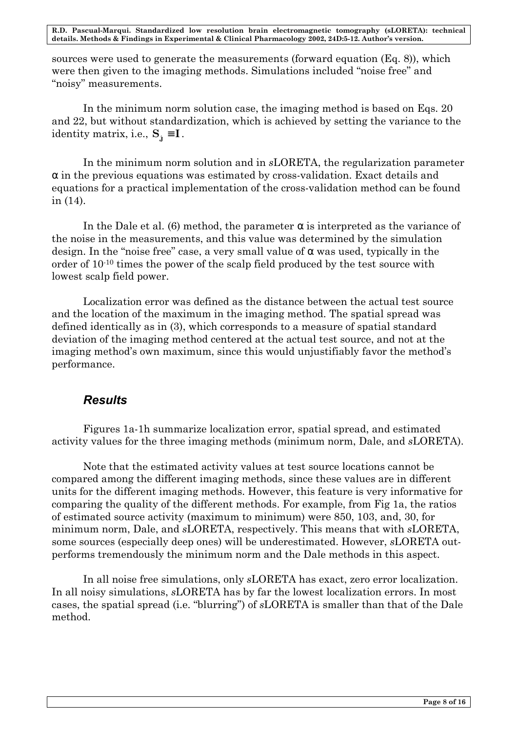sources were used to generate the measurements (forward equation (Eq. 8)), which were then given to the imaging methods. Simulations included "noise free" and "noisy" measurements.

In the minimum norm solution case, the imaging method is based on Eqs. 20 and 22, but without standardization, which is achieved by setting the variance to the identity matrix, i.e., $\mathbf{S}_{\hat{\mathbf{j}}} \equiv \mathbf{I}$.

In the minimum norm solution and in *s*LORETA, the regularization parameter $\alpha$ in the previous equations was estimated by cross-validation. Exact details and equations for a practical implementation of the cross-validation method can be found in (14).

In the Dale et al. (6) method, the parameter $\alpha$ is interpreted as the variance of the noise in the measurements, and this value was determined by the simulation design. In the "noise free" case, a very small value of $\alpha$ was used, typically in the order of $10^{-10}$ times the power of the scalp field produced by the test source with lowest scalp field power.

Localization error was defined as the distance between the actual test source and the location of the maximum in the imaging method. The spatial spread was defined identically as in (3), which corresponds to a measure of spatial standard deviation of the imaging method centered at the actual test source, and not at the imaging method's own maximum, since this would unjustifiably favor the method's performance.

## *Results*

Figures 1a-1h summarize localization error, spatial spread, and estimated activity values for the three imaging methods (minimum norm, Dale, and *s*LORETA).

Note that the estimated activity values at test source locations cannot be compared among the different imaging methods, since these values are in different units for the different imaging methods. However, this feature is very informative for comparing the quality of the different methods. For example, from Fig 1a, the ratios of estimated source activity (maximum to minimum) were 850, 103, and, 30, for minimum norm, Dale, and *s*LORETA, respectively. This means that with *s*LORETA, some sources (especially deep ones) will be underestimated. However, *s*LORETA out-performs tremendously the minimum norm and the Dale methods in this aspect.

In all noise free simulations, only *s*LORETA has exact, zero error localization. In all noisy simulations, *s*LORETA has by far the lowest localization errors. In most cases, the spatial spread (i.e. "blurring") of *s*LORETA is smaller than that of the Dale method.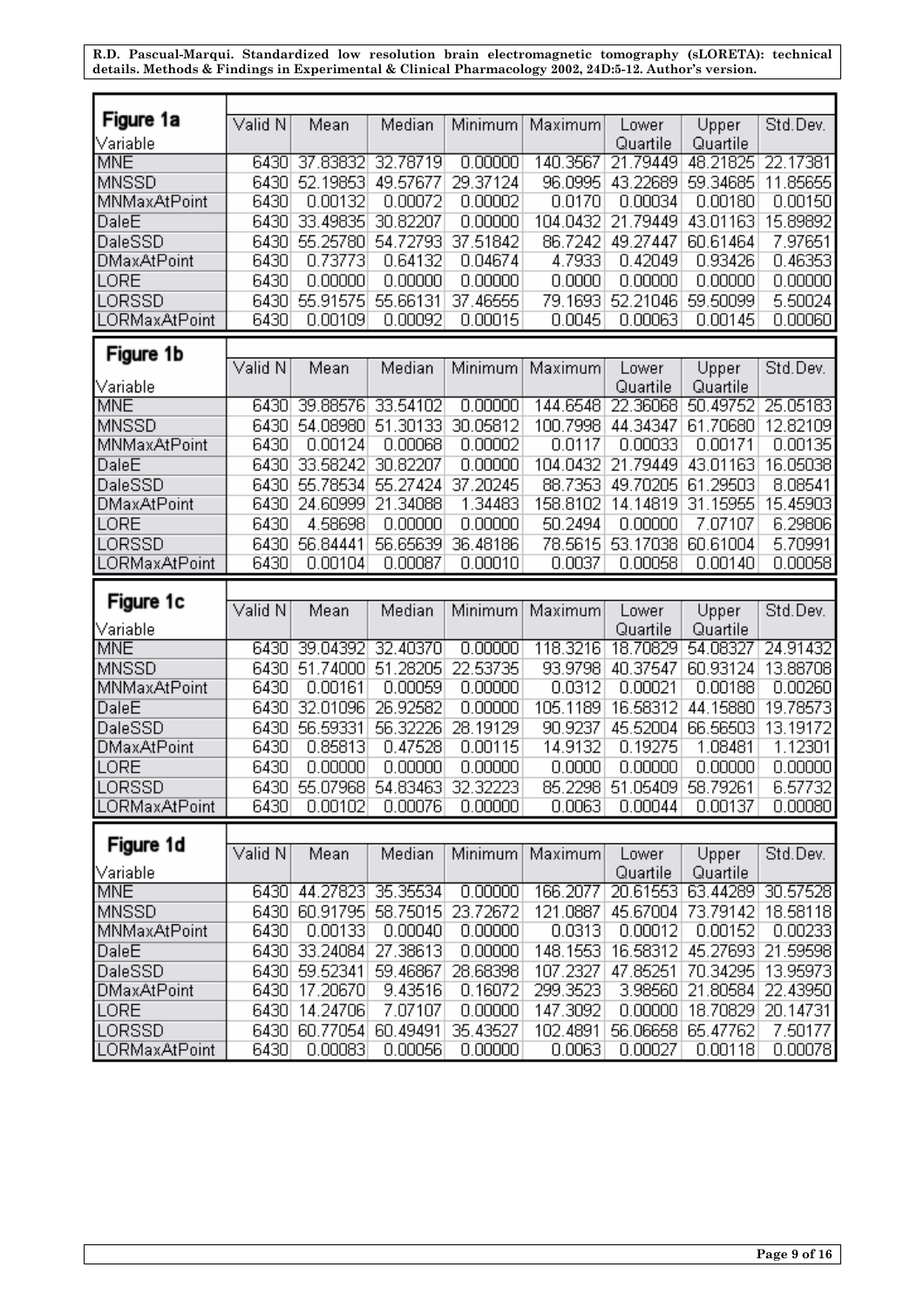| Figure 1a<br>Variable | Valid N | Mean | Median | Minimum | Maximum | Lower Quartile | Upper Quartile | Std.Dev. |
|---|---|---|---|---|---|---|---|---|
| MNE | 6430 | 37.83832 | 32.78719 | 0.00000 | 140.3567 | 21.79449 | 48.21825 | 22.17381 |
| MNSSD | 6430 | 52.19853 | 49.57677 | 29.37124 | 96.0995 | 43.22689 | 59.34685 | 11.85655 |
| MNMaxAtPoint | 6430 | 0.00132 | 0.00072 | 0.00002 | 0.0170 | 0.00034 | 0.00180 | 0.00150 |
| DaleE | 6430 | 33.49835 | 30.82207 | 0.00000 | 104.0432 | 21.79449 | 43.01163 | 15.89892 |
| DaleSSD | 6430 | 55.25780 | 54.72793 | 37.51842 | 86.7242 | 49.27447 | 60.61464 | 7.97651 |
| DMaxAtPoint | 6430 | 0.73773 | 0.64132 | 0.04674 | 4.7933 | 0.42049 | 0.93426 | 0.46353 |
| LORE | 6430 | 0.00000 | 0.00000 | 0.00000 | 0.0000 | 0.00000 | 0.00000 | 0.00000 |
| LORSSD | 6430 | 55.91575 | 55.66131 | 37.46555 | 79.1693 | 52.21046 | 59.50099 | 5.50024 |
| LORMaxAtPoint | 6430 | 0.00109 | 0.00092 | 0.00015 | 0.0045 | 0.00063 | 0.00145 | 0.00060 |

| Figure 1b<br>Variable | Valid N | Mean | Median | Minimum | Maximum | Lower Quartile | Upper Quartile | Std.Dev. |
|---|---|---|---|---|---|---|---|---|
| MNE | 6430 | 39.88576 | 33.54102 | 0.00000 | 144.6548 | 22.36068 | 50.49752 | 25.05183 |
| MNSSD | 6430 | 54.08980 | 51.30133 | 30.05812 | 100.7998 | 44.34347 | 61.70680 | 12.82109 |
| MNMaxAtPoint | 6430 | 0.00124 | 0.00068 | 0.00002 | 0.0117 | 0.00033 | 0.00171 | 0.00135 |
| DaleE | 6430 | 33.58242 | 30.82207 | 0.00000 | 104.0432 | 21.79449 | 43.01163 | 16.05038 |
| DaleSSD | 6430 | 55.78534 | 55.27424 | 37.20245 | 88.7353 | 49.70205 | 61.29503 | 8.08541 |
| DMaxAtPoint | 6430 | 24.60999 | 21.34088 | 1.34483 | 158.8102 | 14.14819 | 31.15955 | 15.45903 |
| LORE | 6430 | 4.58698 | 0.00000 | 0.00000 | 50.2494 | 0.00000 | 7.07107 | 6.29806 |
| LORSSD | 6430 | 56.84441 | 56.65639 | 36.48186 | 78.5615 | 53.17038 | 60.61004 | 5.70991 |
| LORMaxAtPoint | 6430 | 0.00104 | 0.00087 | 0.00010 | 0.0037 | 0.00058 | 0.00140 | 0.00058 |

| Figure 1c<br>Variable | Valid N | Mean | Median | Minimum | Maximum | Lower Quartile | Upper Quartile | Std.Dev. |
|---|---|---|---|---|---|---|---|---|
| MNE | 6430 | 39.04392 | 32.40370 | 0.00000 | 118.3216 | 18.70829 | 54.08327 | 24.91432 |
| MNSSD | 6430 | 51.74000 | 51.28205 | 22.53735 | 93.9798 | 40.37547 | 60.93124 | 13.88708 |
| MNMaxAtPoint | 6430 | 0.00161 | 0.00059 | 0.00000 | 0.0312 | 0.00021 | 0.00188 | 0.00260 |
| DaleE | 6430 | 32.01096 | 26.92582 | 0.00000 | 105.1189 | 16.58312 | 44.15880 | 19.78573 |
| DaleSSD | 6430 | 56.59331 | 56.32226 | 28.19129 | 90.9237 | 45.52004 | 66.56503 | 13.19172 |
| DMaxAtPoint | 6430 | 0.85813 | 0.47528 | 0.00115 | 14.9132 | 0.19275 | 1.08481 | 1.12301 |
| LORE | 6430 | 0.00000 | 0.00000 | 0.00000 | 0.0000 | 0.00000 | 0.00000 | 0.00000 |
| LORSSD | 6430 | 55.07968 | 54.83463 | 32.32223 | 85.2298 | 51.05409 | 58.79261 | 6.57732 |
| LORMaxAtPoint | 6430 | 0.00102 | 0.00076 | 0.00000 | 0.0063 | 0.00044 | 0.00137 | 0.00080 |

| Figure 1d<br>Variable | Valid N | Mean | Median | Minimum | Maximum | Lower Quartile | Upper Quartile | Std.Dev. |
|---|---|---|---|---|---|---|---|---|
| MNE | 6430 | 44.27823 | 35.35534 | 0.00000 | 166.2077 | 20.61553 | 63.44289 | 30.57528 |
| MNSSD | 6430 | 60.91795 | 58.75015 | 23.72672 | 121.0887 | 45.67004 | 73.79142 | 18.58118 |
| MNMaxAtPoint | 6430 | 0.00133 | 0.00040 | 0.00000 | 0.0313 | 0.00012 | 0.00152 | 0.00233 |
| DaleE | 6430 | 33.24084 | 27.38613 | 0.00000 | 148.1553 | 16.58312 | 45.27693 | 21.59598 |
| DaleSSD | 6430 | 59.52341 | 59.46867 | 28.68398 | 107.2327 | 47.85251 | 70.34295 | 13.95973 |
| DMaxAtPoint | 6430 | 17.20670 | 9.43516 | 0.16072 | 299.3523 | 3.98560 | 21.80584 | 22.43950 |
| LORE | 6430 | 14.24706 | 7.07107 | 0.00000 | 147.3092 | 0.00000 | 18.70829 | 20.14731 |
| LORSSD | 6430 | 60.77054 | 60.49491 | 35.43527 | 102.4891 | 56.06658 | 65.47762 | 7.50177 |
| LORMaxAtPoint | 6430 | 0.00083 | 0.00056 | 0.00000 | 0.0063 | 0.00027 | 0.00118 | 0.00078 |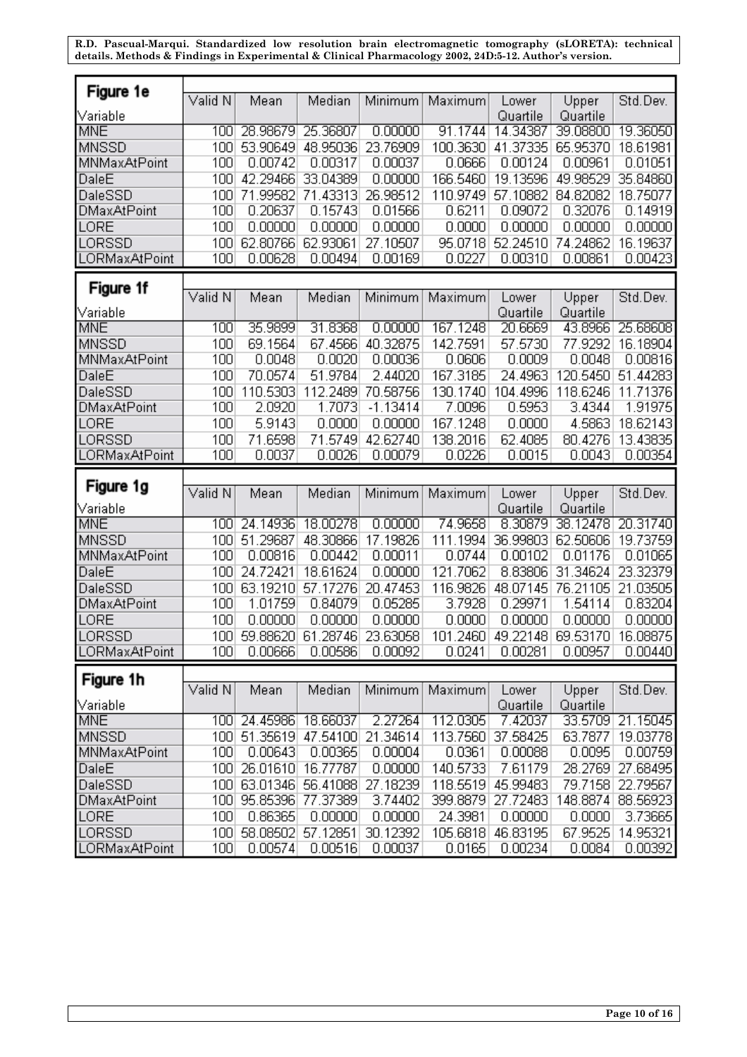**Figure 1e**

| Variable | Valid N | Mean | Median | Minimum | Maximum | Lower Quartile | Upper Quartile | Std.Dev. |
|---|---|---|---|---|---|---|---|---|
| MNE | 100 | 28.98679 | 25.36807 | 0.00000 | 91.1744 | 14.34387 | 39.08800 | 19.36050 |
| MNSSD | 100 | 53.90649 | 48.95036 | 23.76909 | 100.3630 | 41.37335 | 65.95370 | 18.61981 |
| MNMaxAtPoint | 100 | 0.00742 | 0.00317 | 0.00037 | 0.0666 | 0.00124 | 0.00961 | 0.01051 |
| DaleE | 100 | 42.29466 | 33.04389 | 0.00000 | 166.5460 | 19.13596 | 49.98529 | 35.84860 |
| DaleSSD | 100 | 71.99582 | 71.43313 | 26.98512 | 110.9749 | 57.10882 | 84.82082 | 18.75077 |
| DMaxAtPoint | 100 | 0.20637 | 0.15743 | 0.01566 | 0.6211 | 0.09072 | 0.32076 | 0.14919 |
| LORE | 100 | 0.00000 | 0.00000 | 0.00000 | 0.0000 | 0.00000 | 0.00000 | 0.00000 |
| LORSSD | 100 | 62.80766 | 62.93061 | 27.10507 | 95.0718 | 52.24510 | 74.24862 | 16.19637 |
| LORMaxAtPoint | 100 | 0.00628 | 0.00494 | 0.00169 | 0.0227 | 0.00310 | 0.00861 | 0.00423 |

**Figure 1f**

| Variable | Valid N | Mean | Median | Minimum | Maximum | Lower Quartile | Upper Quartile | Std.Dev. |
|---|---|---|---|---|---|---|---|---|
| MNE | 100 | 35.9899 | 31.8368 | 0.00000 | 167.1248 | 20.6669 | 43.8966 | 25.68608 |
| MNSSD | 100 | 69.1564 | 67.4566 | 40.32875 | 142.7591 | 57.5730 | 77.9292 | 16.18904 |
| MNMaxAtPoint | 100 | 0.0048 | 0.0020 | 0.00036 | 0.0606 | 0.0009 | 0.0048 | 0.00816 |
| DaleE | 100 | 70.0574 | 51.9784 | 2.44020 | 167.3185 | 24.4963 | 120.5450 | 51.44283 |
| DaleSSD | 100 | 110.5303 | 112.2489 | 70.58756 | 130.1740 | 104.4996 | 118.6246 | 11.71376 |
| DMaxAtPoint | 100 | 2.0920 | 1.7073 | -1.13414 | 7.0096 | 0.5953 | 3.4344 | 1.91975 |
| LORE | 100 | 5.9143 | 0.0000 | 0.00000 | 167.1248 | 0.0000 | 4.5863 | 18.62143 |
| LORSSD | 100 | 71.6598 | 71.5749 | 42.62740 | 138.2016 | 62.4085 | 80.4276 | 13.43835 |
| LORMaxAtPoint | 100 | 0.0037 | 0.0026 | 0.00079 | 0.0226 | 0.0015 | 0.0043 | 0.00354 |

**Figure 1g**

| Variable | Valid N | Mean | Median | Minimum | Maximum | Lower Quartile | Upper Quartile | Std.Dev. |
|---|---|---|---|---|---|---|---|---|
| MNE | 100 | 24.14936 | 18.00278 | 0.00000 | 74.9658 | 8.30879 | 38.12478 | 20.31740 |
| MNSSD | 100 | 51.29687 | 48.30866 | 17.19826 | 111.1994 | 36.99803 | 62.50606 | 19.73759 |
| MNMaxAtPoint | 100 | 0.00816 | 0.00442 | 0.00011 | 0.0744 | 0.00102 | 0.01176 | 0.01065 |
| DaleE | 100 | 24.72421 | 18.61624 | 0.00000 | 121.7062 | 8.83806 | 31.34624 | 23.32379 |
| DaleSSD | 100 | 63.19210 | 57.17276 | 20.47453 | 116.9826 | 48.07145 | 76.21105 | 21.03505 |
| DMaxAtPoint | 100 | 1.01759 | 0.84079 | 0.05285 | 3.7928 | 0.29971 | 1.54114 | 0.83204 |
| LORE | 100 | 0.00000 | 0.00000 | 0.00000 | 0.0000 | 0.00000 | 0.00000 | 0.00000 |
| LORSSD | 100 | 59.88620 | 61.28746 | 23.63058 | 101.2460 | 49.22148 | 69.53170 | 16.08875 |
| LORMaxAtPoint | 100 | 0.00666 | 0.00586 | 0.00092 | 0.0241 | 0.00281 | 0.00957 | 0.00440 |

**Figure 1h**

| Variable | Valid N | Mean | Median | Minimum | Maximum | Lower Quartile | Upper Quartile | Std.Dev. |
|---|---|---|---|---|---|---|---|---|
| MNE | 100 | 24.45986 | 18.66037 | 2.27264 | 112.0305 | 7.42037 | 33.5709 | 21.15045 |
| MNSSD | 100 | 51.35619 | 47.54100 | 21.34614 | 113.7560 | 37.58425 | 63.7877 | 19.03778 |
| MNMaxAtPoint | 100 | 0.00643 | 0.00365 | 0.00004 | 0.0361 | 0.00088 | 0.0095 | 0.00759 |
| DaleE | 100 | 26.01610 | 16.77787 | 0.00000 | 140.5733 | 7.61179 | 28.2769 | 27.68495 |
| DaleSSD | 100 | 63.01346 | 56.41088 | 27.18239 | 118.5519 | 45.99483 | 79.7158 | 22.79567 |
| DMaxAtPoint | 100 | 95.85396 | 77.37389 | 3.74402 | 399.8879 | 27.72483 | 148.8874 | 88.56923 |
| LORE | 100 | 0.86365 | 0.00000 | 0.00000 | 24.3981 | 0.00000 | 0.0000 | 3.73665 |
| LORSSD | 100 | 58.08502 | 57.12851 | 30.12392 | 105.6818 | 46.83195 | 67.9525 | 14.95321 |
| LORMaxAtPoint | 100 | 0.00574 | 0.00516 | 0.00037 | 0.0165 | 0.00234 | 0.0084 | 0.00392 |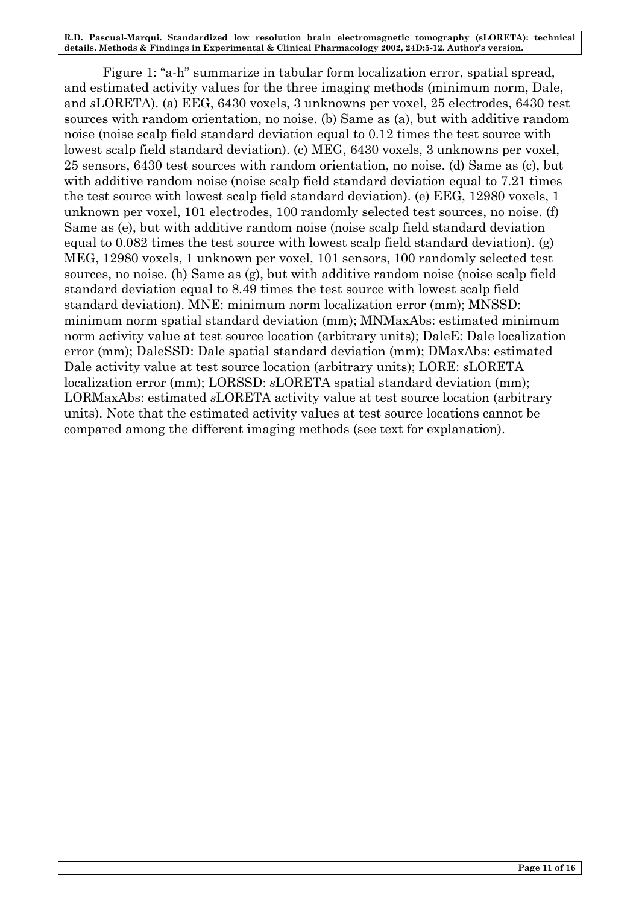Figure 1: "a-h" summarize in tabular form localization error, spatial spread, and estimated activity values for the three imaging methods (minimum norm, Dale, and *s*LORETA). (a) EEG, 6430 voxels, 3 unknowns per voxel, 25 electrodes, 6430 test sources with random orientation, no noise. (b) Same as (a), but with additive random noise (noise scalp field standard deviation equal to 0.12 times the test source with lowest scalp field standard deviation). (c) MEG, 6430 voxels, 3 unknowns per voxel, 25 sensors, 6430 test sources with random orientation, no noise. (d) Same as (c), but with additive random noise (noise scalp field standard deviation equal to 7.21 times the test source with lowest scalp field standard deviation). (e) EEG, 12980 voxels, 1 unknown per voxel, 101 electrodes, 100 randomly selected test sources, no noise. (f) Same as (e), but with additive random noise (noise scalp field standard deviation equal to 0.082 times the test source with lowest scalp field standard deviation). (g) MEG, 12980 voxels, 1 unknown per voxel, 101 sensors, 100 randomly selected test sources, no noise. (h) Same as (g), but with additive random noise (noise scalp field standard deviation equal to 8.49 times the test source with lowest scalp field standard deviation). MNE: minimum norm localization error (mm); MNSSD: minimum norm spatial standard deviation (mm); MNMaxAbs: estimated minimum norm activity value at test source location (arbitrary units); DaleE: Dale localization error (mm); DaleSSD: Dale spatial standard deviation (mm); DMaxAbs: estimated Dale activity value at test source location (arbitrary units); LORE: *s*LORETA localization error (mm); LORSSD: *s*LORETA spatial standard deviation (mm); LORMaxAbs: estimated *s*LORETA activity value at test source location (arbitrary units). Note that the estimated activity values at test source locations cannot be compared among the different imaging methods (see text for explanation).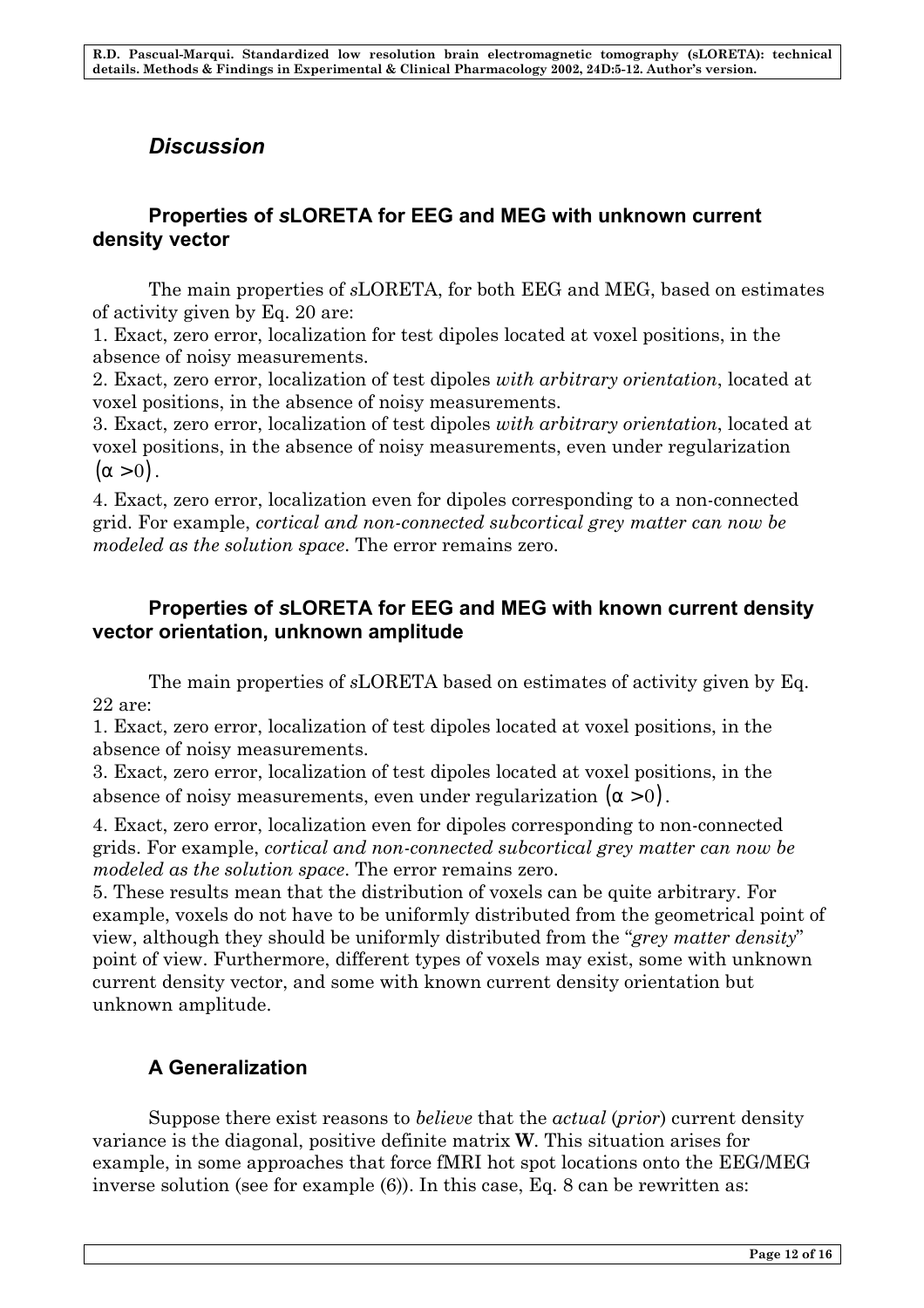## *Discussion*

### Properties of *s*LORETA for EEG and MEG with unknown current density vector

The main properties of *s*LORETA, for both EEG and MEG, based on estimates of activity given by Eq. 20 are:

1. Exact, zero error, localization for test dipoles located at voxel positions, in the absence of noisy measurements.
2. Exact, zero error, localization of test dipoles *with arbitrary orientation*, located at voxel positions, in the absence of noisy measurements.
3. Exact, zero error, localization of test dipoles *with arbitrary orientation*, located at voxel positions, in the absence of noisy measurements, even under regularization $(\alpha > 0)$.
4. Exact, zero error, localization even for dipoles corresponding to a non-connected grid. For example, *cortical and non-connected subcortical grey matter can now be modeled as the solution space*. The error remains zero.

### Properties of *s*LORETA for EEG and MEG with known current density vector orientation, unknown amplitude

The main properties of *s*LORETA based on estimates of activity given by Eq. 22 are:

1. Exact, zero error, localization of test dipoles located at voxel positions, in the absence of noisy measurements.

3. Exact, zero error, localization of test dipoles located at voxel positions, in the absence of noisy measurements, even under regularization $(\alpha > 0)$.

4. Exact, zero error, localization even for dipoles corresponding to non-connected grids. For example, *cortical and non-connected subcortical grey matter can now be modeled as the solution space*. The error remains zero.

5. These results mean that the distribution of voxels can be quite arbitrary. For example, voxels do not have to be uniformly distributed from the geometrical point of view, although they should be uniformly distributed from the "*grey matter density*" point of view. Furthermore, different types of voxels may exist, some with unknown current density vector, and some with known current density orientation but unknown amplitude.

### A Generalization

Suppose there exist reasons to *believe* that the *actual* (*prior*) current density variance is the diagonal, positive definite matrix $\mathbf{W}$. This situation arises for example, in some approaches that force fMRI hot spot locations onto the EEG/MEG inverse solution (see for example (6)). In this case, Eq. 8 can be rewritten as: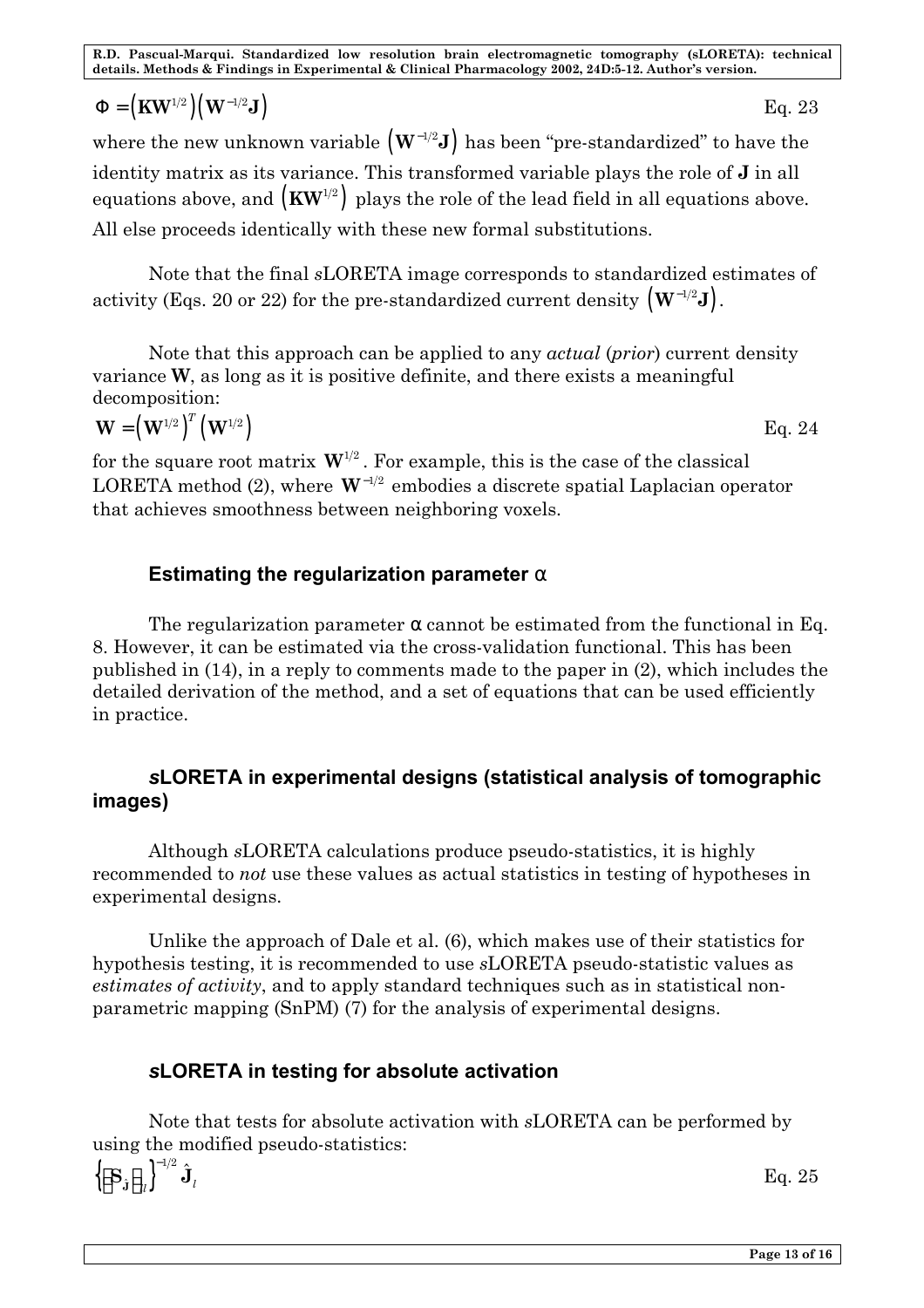$$\Phi = \left(\mathbf{K}\mathbf{W}^{1/2}\right)\left(\mathbf{W}^{-1/2}\mathbf{J}\right) \quad \text{Eq. 23}$$

where the new unknown variable $\left(\mathbf{W}^{-1/2}\mathbf{J}\right)$ has been "pre-standardized" to have the identity matrix as its variance. This transformed variable plays the role of $\mathbf{J}$ in all equations above, and $\left(\mathbf{K}\mathbf{W}^{1/2}\right)$ plays the role of the lead field in all equations above. All else proceeds identically with these new formal substitutions.

Note that the final *s*LORETA image corresponds to standardized estimates of activity (Eqs. 20 or 22) for the pre-standardized current density $\left(\mathbf{W}^{-1/2}\mathbf{J}\right)$.

Note that this approach can be applied to any *actual* (*prior*) current density variance $\mathbf{W}$, as long as it is positive definite, and there exists a meaningful decomposition:

$$\mathbf{W} = \left(\mathbf{W}^{1/2}\right)^T \left(\mathbf{W}^{1/2}\right) \quad \text{Eq. 24}$$

for the square root matrix $\mathbf{W}^{1/2}$. For example, this is the case of the classical LORETA method (2), where $\mathbf{W}^{-1/2}$ embodies a discrete spatial Laplacian operator that achieves smoothness between neighboring voxels.

## Estimating the regularization parameter α

The regularization parameter α cannot be estimated from the functional in Eq. 8. However, it can be estimated via the cross-validation functional. This has been published in (14), in a reply to comments made to the paper in (2), which includes the detailed derivation of the method, and a set of equations that can be used efficiently in practice.

## *s*LORETA in experimental designs (statistical analysis of tomographic images)

Although *s*LORETA calculations produce pseudo-statistics, it is highly recommended to *not* use these values as actual statistics in testing of hypotheses in experimental designs.

Unlike the approach of Dale et al. (6), which makes use of their statistics for hypothesis testing, it is recommended to use *s*LORETA pseudo-statistic values as *estimates of activity*, and to apply standard techniques such as in statistical non-parametric mapping (SnPM) (7) for the analysis of experimental designs.

## *s*LORETA in testing for absolute activation

Note that tests for absolute activation with *s*LORETA can be performed by using the modified pseudo-statistics:

$$\left\{\left[\mathbf{S}_{\hat{\mathbf{J}}}\right]_{ll}\right\}^{-1/2} \hat{\mathbf{J}}_l \quad \text{Eq. 25}$$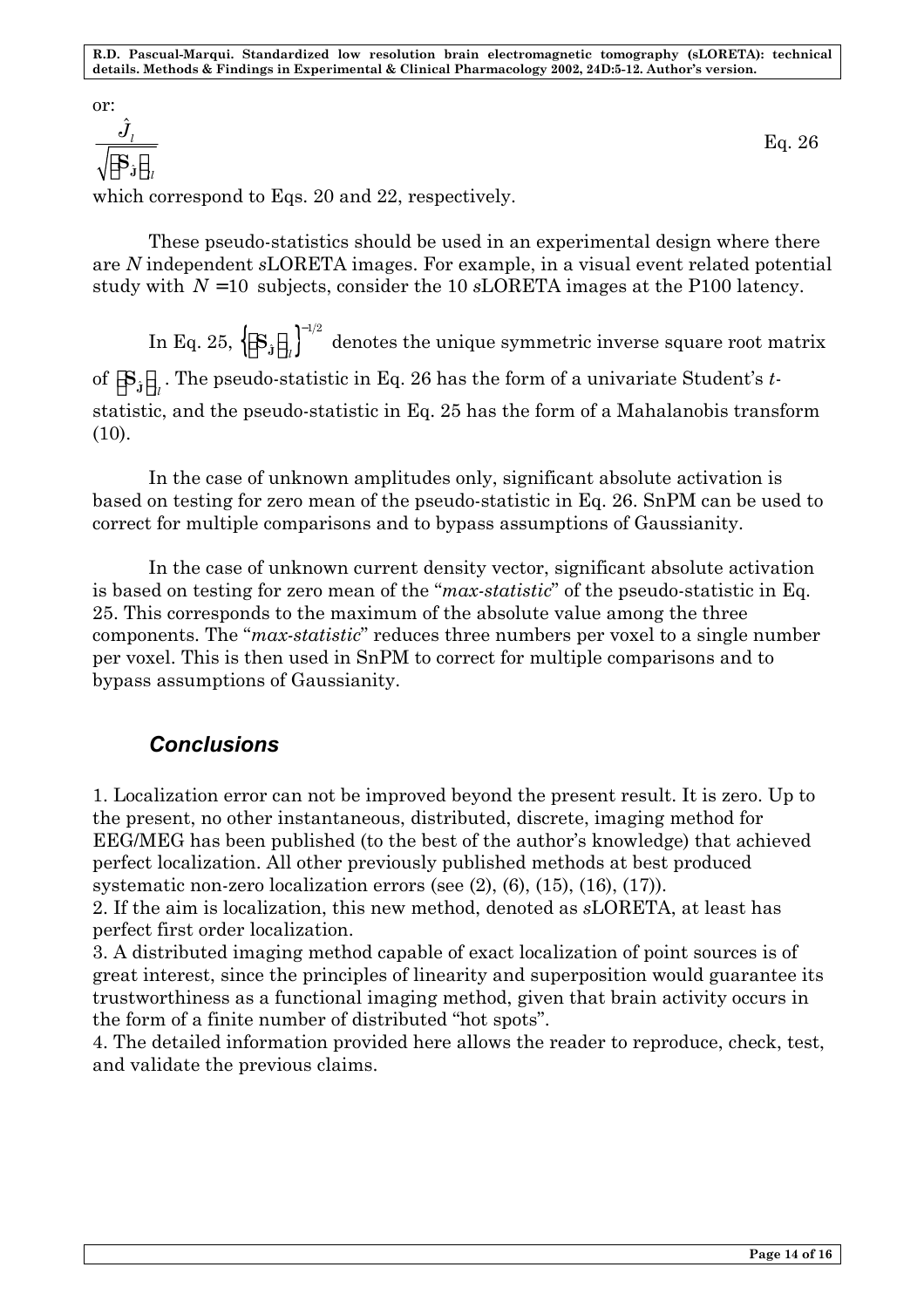or:

$$\frac{\hat{J}_l}{\sqrt{\left[\mathbf{S}_{\hat{\mathbf{J}}}\right]_{l}}} \qquad \text{Eq. 26}$$

which correspond to Eqs. 20 and 22, respectively.

These pseudo-statistics should be used in an experimental design where there are $N$ independent *s*LORETA images. For example, in a visual event related potential study with $N = 10$ subjects, consider the 10 *s*LORETA images at the P100 latency.

In Eq. 25, $\left\{\left[\mathbf{S}_{\hat{\mathbf{J}}}\right]_{l}\right\}^{-1/2}$ denotes the unique symmetric inverse square root matrix of $\left[\mathbf{S}_{\hat{\mathbf{J}}}\right]_{l}$. The pseudo-statistic in Eq. 26 has the form of a univariate Student's *t*-statistic, and the pseudo-statistic in Eq. 25 has the form of a Mahalanobis transform (10).

In the case of unknown amplitudes only, significant absolute activation is based on testing for zero mean of the pseudo-statistic in Eq. 26. SnPM can be used to correct for multiple comparisons and to bypass assumptions of Gaussianity.

In the case of unknown current density vector, significant absolute activation is based on testing for zero mean of the "*max-statistic*" of the pseudo-statistic in Eq. 25. This corresponds to the maximum of the absolute value among the three components. The "*max-statistic*" reduces three numbers per voxel to a single number per voxel. This is then used in SnPM to correct for multiple comparisons and to bypass assumptions of Gaussianity.

## Conclusions

1. Localization error can not be improved beyond the present result. It is zero. Up to the present, no other instantaneous, distributed, discrete, imaging method for EEG/MEG has been published (to the best of the author's knowledge) that achieved perfect localization. All other previously published methods at best produced systematic non-zero localization errors (see (2), (6), (15), (16), (17)).
2. If the aim is localization, this new method, denoted as *s*LORETA, at least has perfect first order localization.
3. A distributed imaging method capable of exact localization of point sources is of great interest, since the principles of linearity and superposition would guarantee its trustworthiness as a functional imaging method, given that brain activity occurs in the form of a finite number of distributed "hot spots".
4. The detailed information provided here allows the reader to reproduce, check, test, and validate the previous claims.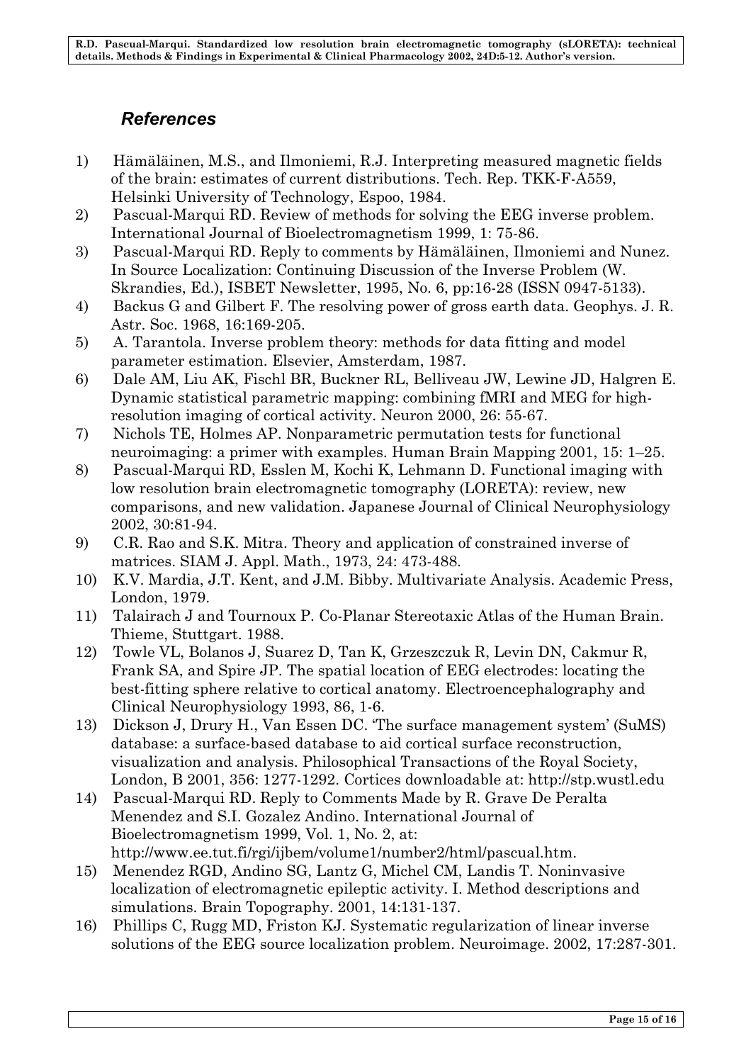## *References*

1) Hämäläinen, M.S., and Ilmoniemi, R.J. Interpreting measured magnetic fields of the brain: estimates of current distributions. Tech. Rep. TKK-F-A559, Helsinki University of Technology, Espoo, 1984.
2) Pascual-Marqui RD. Review of methods for solving the EEG inverse problem. International Journal of Bioelectromagnetism 1999, 1: 75-86.
3) Pascual-Marqui RD. Reply to comments by Hämäläinen, Ilmoniemi and Nunez. In Source Localization: Continuing Discussion of the Inverse Problem (W. Skrandies, Ed.), ISBET Newsletter, 1995, No. 6, pp:16-28 (ISSN 0947-5133).
4) Backus G and Gilbert F. The resolving power of gross earth data. Geophys. J. R. Astr. Soc. 1968, 16:169-205.
5) A. Tarantola. Inverse problem theory: methods for data fitting and model parameter estimation. Elsevier, Amsterdam, 1987.
6) Dale AM, Liu AK, Fischl BR, Buckner RL, Belliveau JW, Lewine JD, Halgren E. Dynamic statistical parametric mapping: combining fMRI and MEG for high-resolution imaging of cortical activity. Neuron 2000, 26: 55-67.
7) Nichols TE, Holmes AP. Nonparametric permutation tests for functional neuroimaging: a primer with examples. Human Brain Mapping 2001, 15: 1–25.
8) Pascual-Marqui RD, Esslen M, Kochi K, Lehmann D. Functional imaging with low resolution brain electromagnetic tomography (LORETA): review, new comparisons, and new validation. Japanese Journal of Clinical Neurophysiology 2002, 30:81-94.
9) C.R. Rao and S.K. Mitra. Theory and application of constrained inverse of matrices. SIAM J. Appl. Math., 1973, 24: 473-488.
10) K.V. Mardia, J.T. Kent, and J.M. Bibby. Multivariate Analysis. Academic Press, London, 1979.
11) Talairach J and Tournoux P. Co-Planar Stereotaxic Atlas of the Human Brain. Thieme, Stuttgart. 1988.
12) Towle VL, Bolanos J, Suarez D, Tan K, Grzeszczuk R, Levin DN, Cakmur R, Frank SA, and Spire JP. The spatial location of EEG electrodes: locating the best-fitting sphere relative to cortical anatomy. Electroencephalography and Clinical Neurophysiology 1993, 86, 1-6.
13) Dickson J, Drury H., Van Essen DC. 'The surface management system' (SuMS) database: a surface-based database to aid cortical surface reconstruction, visualization and analysis. Philosophical Transactions of the Royal Society, London, B 2001, 356: 1277-1292. Cortices downloadable at: http://stp.wustl.edu
14) Pascual-Marqui RD. Reply to Comments Made by R. Grave De Peralta Menendez and S.I. Gozalez Andino. International Journal of Bioelectromagnetism 1999, Vol. 1, No. 2, at: http://www.ee.tut.fi/rgi/ijbem/volume1/number2/html/pascual.htm.
15) Menendez RGD, Andino SG, Lantz G, Michel CM, Landis T. Noninvasive localization of electromagnetic epileptic activity. I. Method descriptions and simulations. Brain Topography. 2001, 14:131-137.
16) Phillips C, Rugg MD, Friston KJ. Systematic regularization of linear inverse solutions of the EEG source localization problem. Neuroimage. 2002, 17:287-301.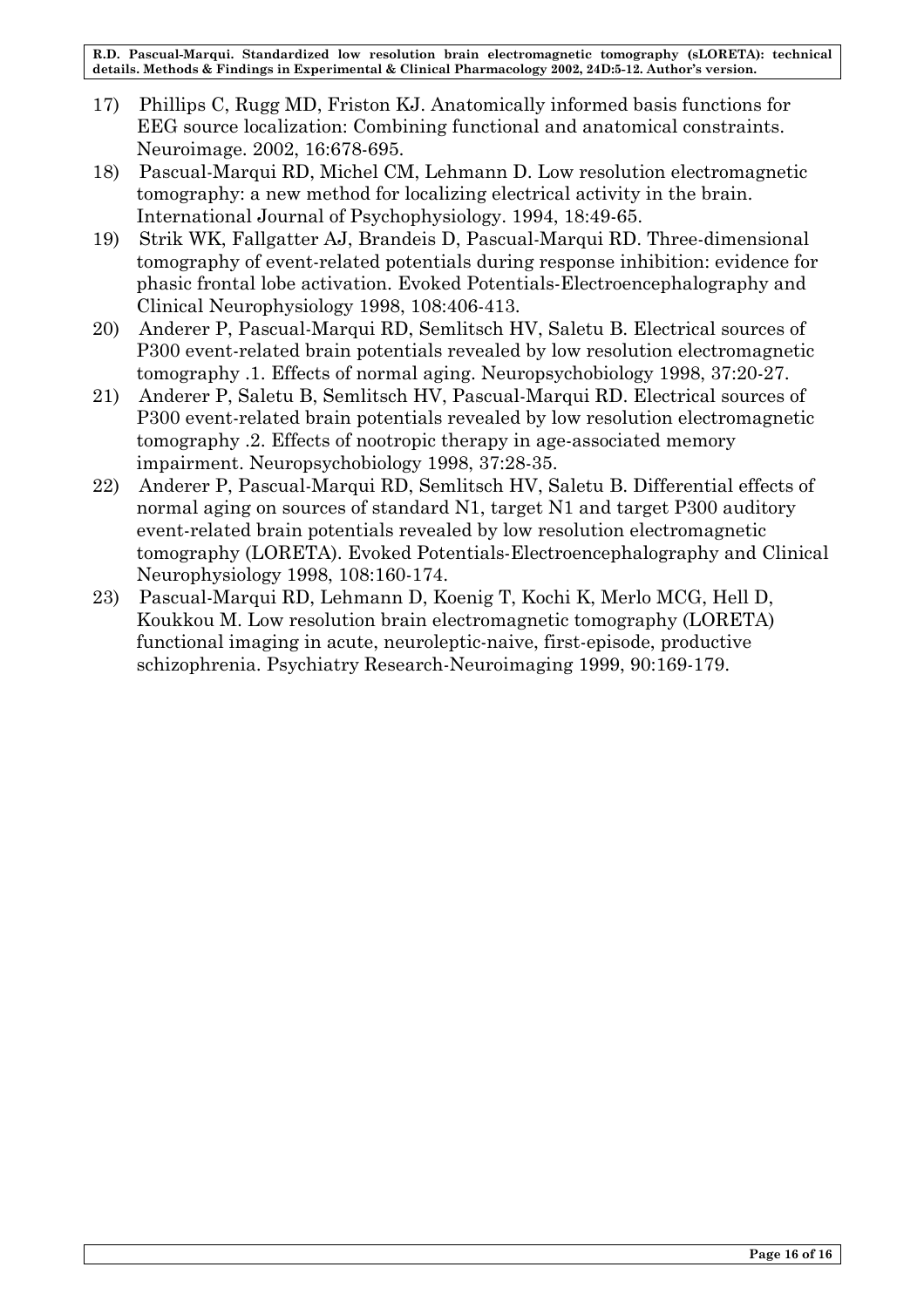17) Phillips C, Rugg MD, Friston KJ. Anatomically informed basis functions for EEG source localization: Combining functional and anatomical constraints. Neuroimage. 2002, 16:678-695.

18) Pascual-Marqui RD, Michel CM, Lehmann D. Low resolution electromagnetic tomography: a new method for localizing electrical activity in the brain. International Journal of Psychophysiology. 1994, 18:49-65.

19) Strik WK, Fallgatter AJ, Brandeis D, Pascual-Marqui RD. Three-dimensional tomography of event-related potentials during response inhibition: evidence for phasic frontal lobe activation. Evoked Potentials-Electroencephalography and Clinical Neurophysiology 1998, 108:406-413.

20) Anderer P, Pascual-Marqui RD, Semlitsch HV, Saletu B. Electrical sources of P300 event-related brain potentials revealed by low resolution electromagnetic tomography .1. Effects of normal aging. Neuropsychobiology 1998, 37:20-27.

21) Anderer P, Saletu B, Semlitsch HV, Pascual-Marqui RD. Electrical sources of P300 event-related brain potentials revealed by low resolution electromagnetic tomography .2. Effects of nootropic therapy in age-associated memory impairment. Neuropsychobiology 1998, 37:28-35.

22) Anderer P, Pascual-Marqui RD, Semlitsch HV, Saletu B. Differential effects of normal aging on sources of standard N1, target N1 and target P300 auditory event-related brain potentials revealed by low resolution electromagnetic tomography (LORETA). Evoked Potentials-Electroencephalography and Clinical Neurophysiology 1998, 108:160-174.

23) Pascual-Marqui RD, Lehmann D, Koenig T, Kochi K, Merlo MCG, Hell D, Koukkou M. Low resolution brain electromagnetic tomography (LORETA) functional imaging in acute, neuroleptic-naive, first-episode, productive schizophrenia. Psychiatry Research-Neuroimaging 1999, 90:169-179.